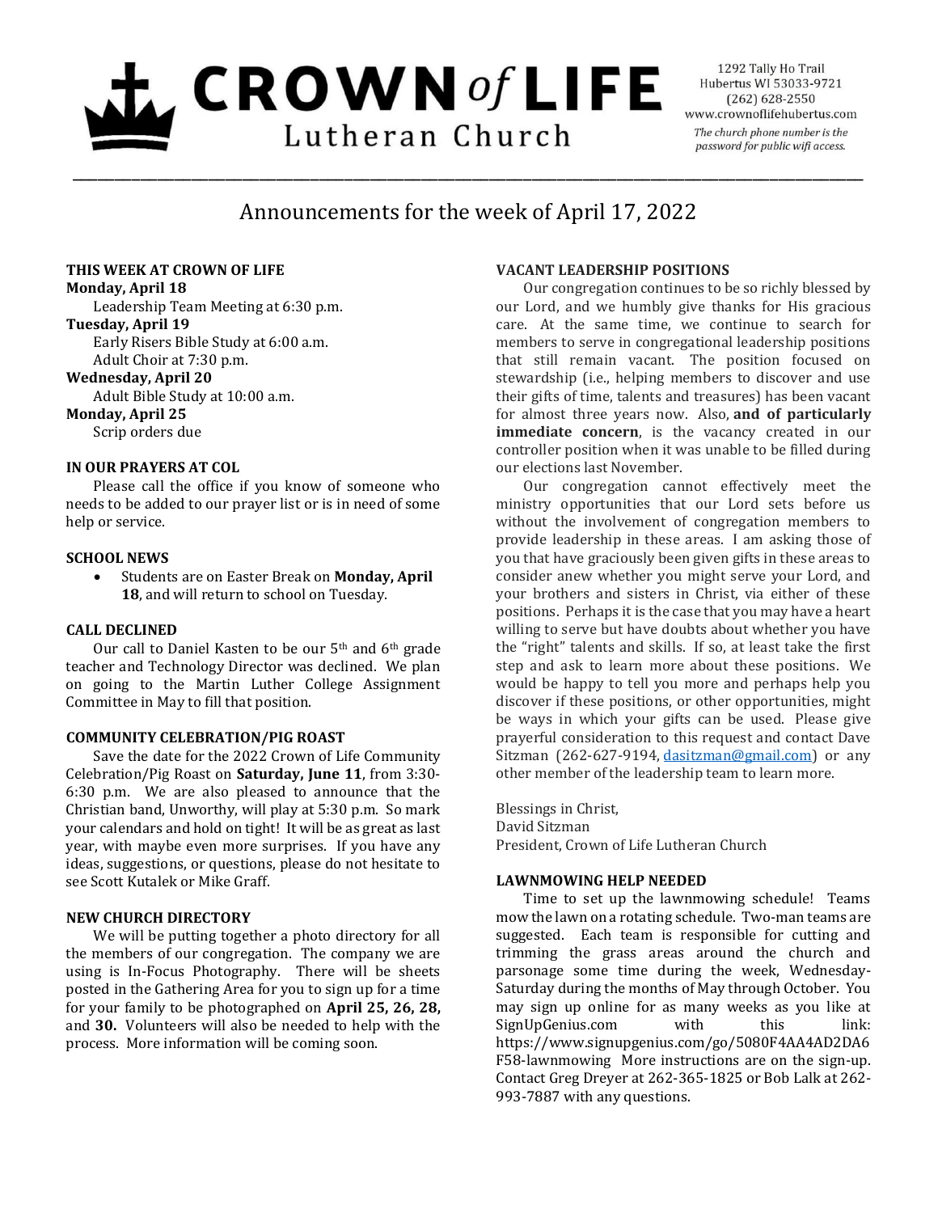# CROWN *of* LIFE Lutheran Church

1292 Tally Ho Trail
Hubertus WI 53033-9721
(262) 628-2550
www.crownoflifehubertus.com
*The church phone number is the password for public wifi access.*

## Announcements for the week of April 17, 2022

### THIS WEEK AT CROWN OF LIFE

**Monday, April 18**
Leadership Team Meeting at 6:30 p.m.

**Tuesday, April 19**
Early Risers Bible Study at 6:00 a.m.
Adult Choir at 7:30 p.m.

**Wednesday, April 20**
Adult Bible Study at 10:00 a.m.

**Monday, April 25**
Scrip orders due

### IN OUR PRAYERS AT COL

Please call the office if you know of someone who needs to be added to our prayer list or is in need of some help or service.

### SCHOOL NEWS

- Students are on Easter Break on **Monday, April 18**, and will return to school on Tuesday.

### CALL DECLINED

Our call to Daniel Kasten to be our 5th and 6th grade teacher and Technology Director was declined. We plan on going to the Martin Luther College Assignment Committee in May to fill that position.

### COMMUNITY CELEBRATION/PIG ROAST

Save the date for the 2022 Crown of Life Community Celebration/Pig Roast on **Saturday, June 11**, from 3:30-6:30 p.m. We are also pleased to announce that the Christian band, Unworthy, will play at 5:30 p.m. So mark your calendars and hold on tight! It will be as great as last year, with maybe even more surprises. If you have any ideas, suggestions, or questions, please do not hesitate to see Scott Kutalek or Mike Graff.

### NEW CHURCH DIRECTORY

We will be putting together a photo directory for all the members of our congregation. The company we are using is In-Focus Photography. There will be sheets posted in the Gathering Area for you to sign up for a time for your family to be photographed on **April 25, 26, 28,** and **30.** Volunteers will also be needed to help with the process. More information will be coming soon.

### VACANT LEADERSHIP POSITIONS

Our congregation continues to be so richly blessed by our Lord, and we humbly give thanks for His gracious care. At the same time, we continue to search for members to serve in congregational leadership positions that still remain vacant. The position focused on stewardship (i.e., helping members to discover and use their gifts of time, talents and treasures) has been vacant for almost three years now. Also, **and of particularly immediate concern**, is the vacancy created in our controller position when it was unable to be filled during our elections last November.

Our congregation cannot effectively meet the ministry opportunities that our Lord sets before us without the involvement of congregation members to provide leadership in these areas. I am asking those of you that have graciously been given gifts in these areas to consider anew whether you might serve your Lord, and your brothers and sisters in Christ, via either of these positions. Perhaps it is the case that you may have a heart willing to serve but have doubts about whether you have the "right" talents and skills. If so, at least take the first step and ask to learn more about these positions. We would be happy to tell you more and perhaps help you discover if these positions, or other opportunities, might be ways in which your gifts can be used. Please give prayerful consideration to this request and contact Dave Sitzman (262-627-9194, dasitzman@gmail.com) or any other member of the leadership team to learn more.

Blessings in Christ,
David Sitzman
President, Crown of Life Lutheran Church

### LAWNMOWING HELP NEEDED

Time to set up the lawnmowing schedule! Teams mow the lawn on a rotating schedule. Two-man teams are suggested. Each team is responsible for cutting and trimming the grass areas around the church and parsonage some time during the week, Wednesday-Saturday during the months of May through October. You may sign up online for as many weeks as you like at SignUpGenius.com with this link: https://www.signupgenius.com/go/5080F4AA4AD2DA6F58-lawnmowing More instructions are on the sign-up. Contact Greg Dreyer at 262-365-1825 or Bob Lalk at 262-993-7887 with any questions.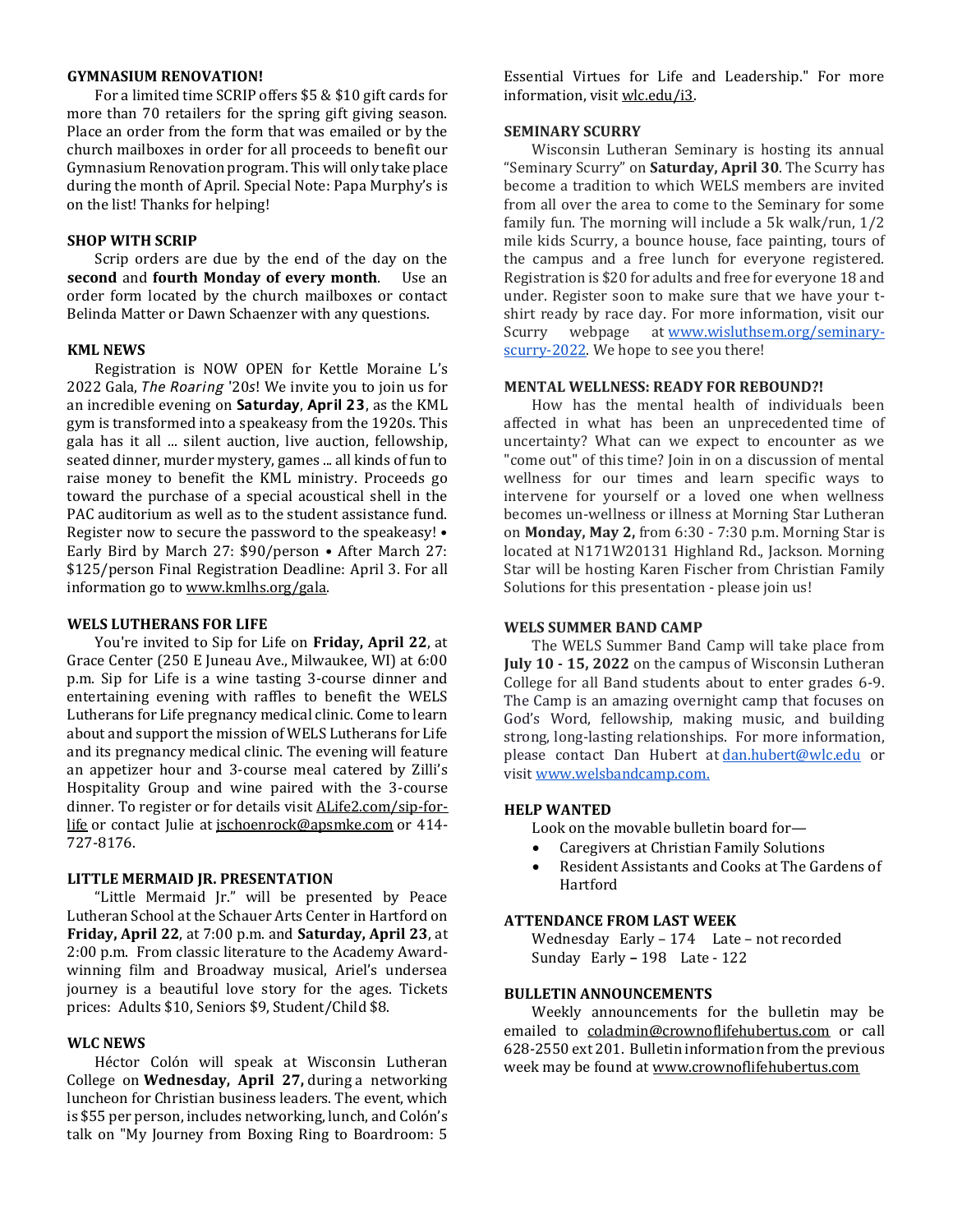**GYMNASIUM RENOVATION!**

For a limited time SCRIP offers $5 & $10 gift cards for more than 70 retailers for the spring gift giving season. Place an order from the form that was emailed or by the church mailboxes in order for all proceeds to benefit our Gymnasium Renovation program. This will only take place during the month of April. Special Note: Papa Murphy's is on the list! Thanks for helping!

**SHOP WITH SCRIP**

Scrip orders are due by the end of the day on the **second** and **fourth Monday of every month**. Use an order form located by the church mailboxes or contact Belinda Matter or Dawn Schaenzer with any questions.

**KML NEWS**

Registration is NOW OPEN for Kettle Moraine L's 2022 Gala, *The Roaring* '20s! We invite you to join us for an incredible evening on **Saturday**, **April 23**, as the KML gym is transformed into a speakeasy from the 1920s. This gala has it all ... silent auction, live auction, fellowship, seated dinner, murder mystery, games ... all kinds of fun to raise money to benefit the KML ministry. Proceeds go toward the purchase of a special acoustical shell in the PAC auditorium as well as to the student assistance fund. Register now to secure the password to the speakeasy! • Early Bird by March 27: $90/person • After March 27: $125/person Final Registration Deadline: April 3. For all information go to www.kmlhs.org/gala.

**WELS LUTHERANS FOR LIFE**

You're invited to Sip for Life on **Friday, April 22**, at Grace Center (250 E Juneau Ave., Milwaukee, WI) at 6:00 p.m. Sip for Life is a wine tasting 3-course dinner and entertaining evening with raffles to benefit the WELS Lutherans for Life pregnancy medical clinic. Come to learn about and support the mission of WELS Lutherans for Life and its pregnancy medical clinic. The evening will feature an appetizer hour and 3-course meal catered by Zilli's Hospitality Group and wine paired with the 3-course dinner. To register or for details visit ALife2.com/sip-for-life or contact Julie at jschoenrock@apsmke.com or 414-727-8176.

**LITTLE MERMAID JR. PRESENTATION**

"Little Mermaid Jr." will be presented by Peace Lutheran School at the Schauer Arts Center in Hartford on **Friday, April 22**, at 7:00 p.m. and **Saturday, April 23**, at 2:00 p.m. From classic literature to the Academy Award-winning film and Broadway musical, Ariel's undersea journey is a beautiful love story for the ages. Tickets prices: Adults $10, Seniors $9, Student/Child $8.

**WLC NEWS**

Héctor Colón will speak at Wisconsin Lutheran College on **Wednesday, April 27,** during a networking luncheon for Christian business leaders. The event, which is $55 per person, includes networking, lunch, and Colón's talk on "My Journey from Boxing Ring to Boardroom: 5 Essential Virtues for Life and Leadership." For more information, visit wlc.edu/i3.

**SEMINARY SCURRY**

Wisconsin Lutheran Seminary is hosting its annual "Seminary Scurry" on **Saturday, April 30**. The Scurry has become a tradition to which WELS members are invited from all over the area to come to the Seminary for some family fun. The morning will include a 5k walk/run, 1/2 mile kids Scurry, a bounce house, face painting, tours of the campus and a free lunch for everyone registered. Registration is $20 for adults and free for everyone 18 and under. Register soon to make sure that we have your t-shirt ready by race day. For more information, visit our Scurry webpage at www.wisluthsem.org/seminary-scurry-2022. We hope to see you there!

**MENTAL WELLNESS: READY FOR REBOUND?!**

How has the mental health of individuals been affected in what has been an unprecedented time of uncertainty? What can we expect to encounter as we "come out" of this time? Join in on a discussion of mental wellness for our times and learn specific ways to intervene for yourself or a loved one when wellness becomes un-wellness or illness at Morning Star Lutheran on **Monday, May 2,** from 6:30 - 7:30 p.m. Morning Star is located at N171W20131 Highland Rd., Jackson. Morning Star will be hosting Karen Fischer from Christian Family Solutions for this presentation - please join us!

**WELS SUMMER BAND CAMP**

The WELS Summer Band Camp will take place from **July 10 - 15, 2022** on the campus of Wisconsin Lutheran College for all Band students about to enter grades 6-9. The Camp is an amazing overnight camp that focuses on God's Word, fellowship, making music, and building strong, long-lasting relationships. For more information, please contact Dan Hubert at dan.hubert@wlc.edu or visit www.welsbandcamp.com.

**HELP WANTED**

Look on the movable bulletin board for—

- Caregivers at Christian Family Solutions
- Resident Assistants and Cooks at The Gardens of Hartford

**ATTENDANCE FROM LAST WEEK**

Wednesday Early – 174 Late – not recorded
Sunday Early – 198 Late - 122

**BULLETIN ANNOUNCEMENTS**

Weekly announcements for the bulletin may be emailed to coladmin@crownoflifehubertus.com or call 628-2550 ext 201. Bulletin information from the previous week may be found at www.crownoflifehubertus.com